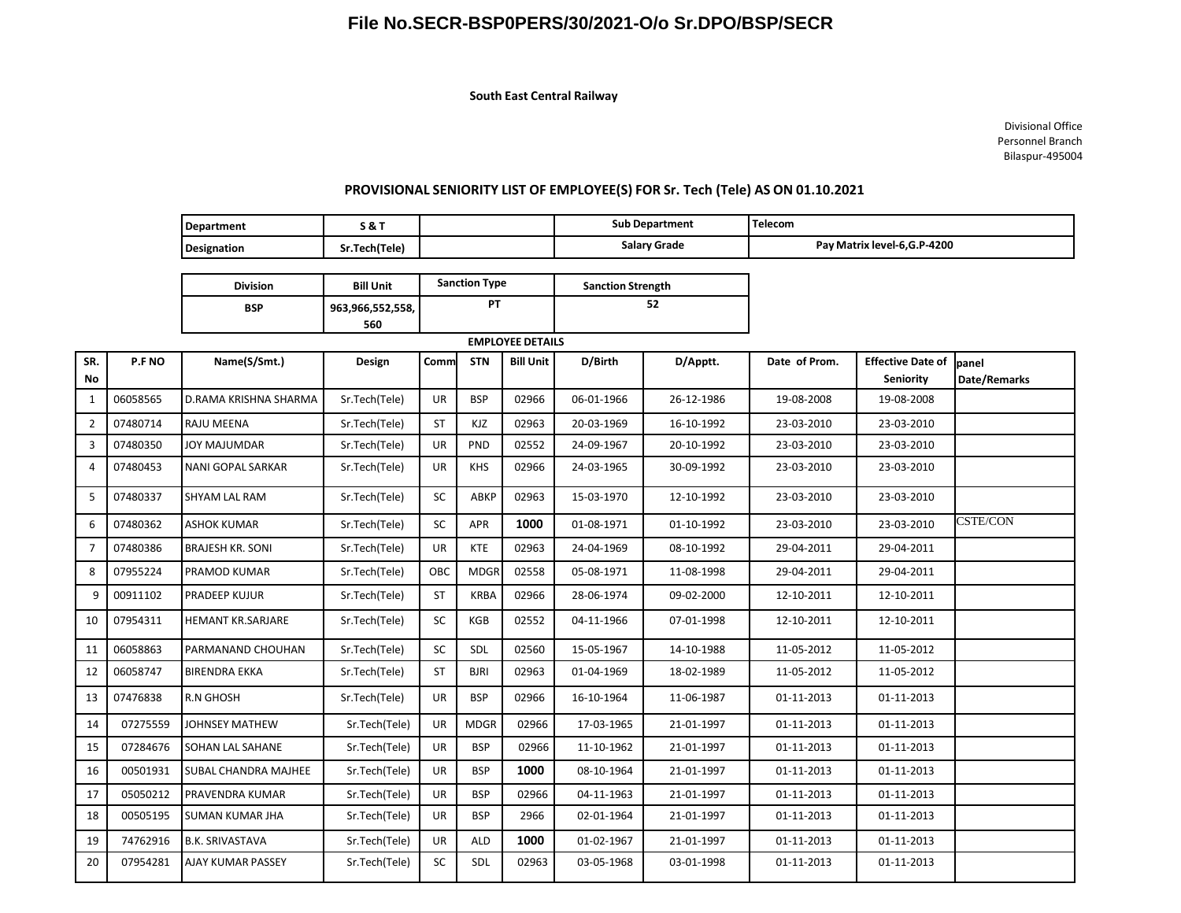# File No.SECR-BSP0PERS/30/2021-O/o Sr.DPO/BSP/SECR

**South East Central Railway**

Divisional Office
Personnel Branch
Bilaspur-495004

## PROVISIONAL SENIORITY LIST OF EMPLOYEE(S) FOR Sr. Tech (Tele) AS ON 01.10.2021

| Department | S & T | | Sub Department | Telecom |
|---|---|---|---|---|
| Designation | Sr.Tech(Tele) | | Salary Grade | Pay Matrix level-6,G.P-4200 |

| Division | Bill Unit | Sanction Type | Sanction Strength |
|---|---|---|---|
| BSP | 963,966,552,558, 560 | PT | 52 |

**EMPLOYEE DETAILS**

| SR. No | P.F NO | Name(S/Smt.) | Design | Comm | STN | Bill Unit | D/Birth | D/Apptt. | Date of Prom. | Effective Date of Seniority | panel Date/Remarks |
|---|---|---|---|---|---|---|---|---|---|---|---|
| 1 | 06058565 | D.RAMA KRISHNA SHARMA | Sr.Tech(Tele) | UR | BSP | 02966 | 06-01-1966 | 26-12-1986 | 19-08-2008 | 19-08-2008 | |
| 2 | 07480714 | RAJU MEENA | Sr.Tech(Tele) | ST | KJZ | 02963 | 20-03-1969 | 16-10-1992 | 23-03-2010 | 23-03-2010 | |
| 3 | 07480350 | JOY MAJUMDAR | Sr.Tech(Tele) | UR | PND | 02552 | 24-09-1967 | 20-10-1992 | 23-03-2010 | 23-03-2010 | |
| 4 | 07480453 | NANI GOPAL SARKAR | Sr.Tech(Tele) | UR | KHS | 02966 | 24-03-1965 | 30-09-1992 | 23-03-2010 | 23-03-2010 | |
| 5 | 07480337 | SHYAM LAL RAM | Sr.Tech(Tele) | SC | ABKP | 02963 | 15-03-1970 | 12-10-1992 | 23-03-2010 | 23-03-2010 | |
| 6 | 07480362 | ASHOK KUMAR | Sr.Tech(Tele) | SC | APR | **1000** | 01-08-1971 | 01-10-1992 | 23-03-2010 | 23-03-2010 | CSTE/CON |
| 7 | 07480386 | BRAJESH KR. SONI | Sr.Tech(Tele) | UR | KTE | 02963 | 24-04-1969 | 08-10-1992 | 29-04-2011 | 29-04-2011 | |
| 8 | 07955224 | PRAMOD KUMAR | Sr.Tech(Tele) | OBC | MDGR | 02558 | 05-08-1971 | 11-08-1998 | 29-04-2011 | 29-04-2011 | |
| 9 | 00911102 | PRADEEP KUJUR | Sr.Tech(Tele) | ST | KRBA | 02966 | 28-06-1974 | 09-02-2000 | 12-10-2011 | 12-10-2011 | |
| 10 | 07954311 | HEMANT KR.SARJARE | Sr.Tech(Tele) | SC | KGB | 02552 | 04-11-1966 | 07-01-1998 | 12-10-2011 | 12-10-2011 | |
| 11 | 06058863 | PARMANAND CHOUHAN | Sr.Tech(Tele) | SC | SDL | 02560 | 15-05-1967 | 14-10-1988 | 11-05-2012 | 11-05-2012 | |
| 12 | 06058747 | BIRENDRA EKKA | Sr.Tech(Tele) | ST | BJRI | 02963 | 01-04-1969 | 18-02-1989 | 11-05-2012 | 11-05-2012 | |
| 13 | 07476838 | R.N GHOSH | Sr.Tech(Tele) | UR | BSP | 02966 | 16-10-1964 | 11-06-1987 | 01-11-2013 | 01-11-2013 | |
| 14 | 07275559 | JOHNSEY MATHEW | Sr.Tech(Tele) | UR | MDGR | 02966 | 17-03-1965 | 21-01-1997 | 01-11-2013 | 01-11-2013 | |
| 15 | 07284676 | SOHAN LAL SAHANE | Sr.Tech(Tele) | UR | BSP | 02966 | 11-10-1962 | 21-01-1997 | 01-11-2013 | 01-11-2013 | |
| 16 | 00501931 | SUBAL CHANDRA MAJHEE | Sr.Tech(Tele) | UR | BSP | **1000** | 08-10-1964 | 21-01-1997 | 01-11-2013 | 01-11-2013 | |
| 17 | 05050212 | PRAVENDRA KUMAR | Sr.Tech(Tele) | UR | BSP | 02966 | 04-11-1963 | 21-01-1997 | 01-11-2013 | 01-11-2013 | |
| 18 | 00505195 | SUMAN KUMAR JHA | Sr.Tech(Tele) | UR | BSP | 2966 | 02-01-1964 | 21-01-1997 | 01-11-2013 | 01-11-2013 | |
| 19 | 74762916 | B.K. SRIVASTAVA | Sr.Tech(Tele) | UR | ALD | **1000** | 01-02-1967 | 21-01-1997 | 01-11-2013 | 01-11-2013 | |
| 20 | 07954281 | AJAY KUMAR PASSEY | Sr.Tech(Tele) | SC | SDL | 02963 | 03-05-1968 | 03-01-1998 | 01-11-2013 | 01-11-2013 | |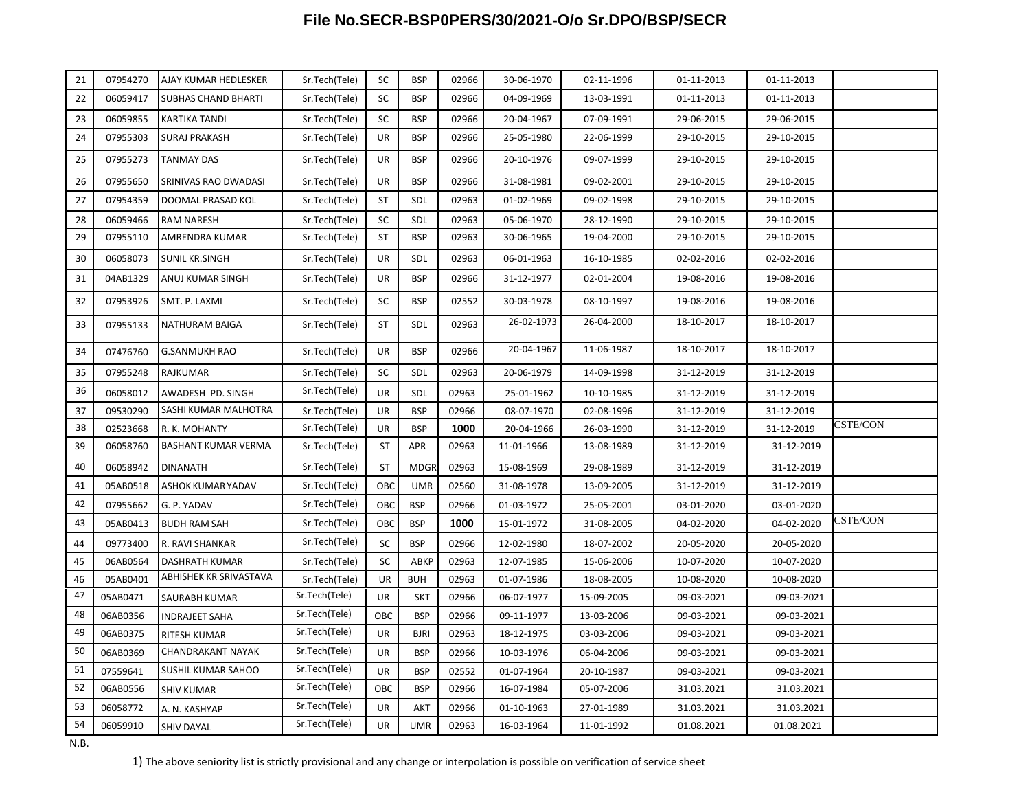## File No.SECR-BSP0PERS/30/2021-O/o Sr.DPO/BSP/SECR

| | | | | | | | | | | | |
|---|---|---|---|---|---|---|---|---|---|---|---|
| 21 | 07954270 | AJAY KUMAR HEDLESKER | Sr.Tech(Tele) | SC | BSP | 02966 | 30-06-1970 | 02-11-1996 | 01-11-2013 | 01-11-2013 | |
| 22 | 06059417 | SUBHAS CHAND BHARTI | Sr.Tech(Tele) | SC | BSP | 02966 | 04-09-1969 | 13-03-1991 | 01-11-2013 | 01-11-2013 | |
| 23 | 06059855 | KARTIKA TANDI | Sr.Tech(Tele) | SC | BSP | 02966 | 20-04-1967 | 07-09-1991 | 29-06-2015 | 29-06-2015 | |
| 24 | 07955303 | SURAJ PRAKASH | Sr.Tech(Tele) | UR | BSP | 02966 | 25-05-1980 | 22-06-1999 | 29-10-2015 | 29-10-2015 | |
| 25 | 07955273 | TANMAY DAS | Sr.Tech(Tele) | UR | BSP | 02966 | 20-10-1976 | 09-07-1999 | 29-10-2015 | 29-10-2015 | |
| 26 | 07955650 | SRINIVAS RAO DWADASI | Sr.Tech(Tele) | UR | BSP | 02966 | 31-08-1981 | 09-02-2001 | 29-10-2015 | 29-10-2015 | |
| 27 | 07954359 | DOOMAL PRASAD KOL | Sr.Tech(Tele) | ST | SDL | 02963 | 01-02-1969 | 09-02-1998 | 29-10-2015 | 29-10-2015 | |
| 28 | 06059466 | RAM NARESH | Sr.Tech(Tele) | SC | SDL | 02963 | 05-06-1970 | 28-12-1990 | 29-10-2015 | 29-10-2015 | |
| 29 | 07955110 | AMRENDRA KUMAR | Sr.Tech(Tele) | ST | BSP | 02963 | 30-06-1965 | 19-04-2000 | 29-10-2015 | 29-10-2015 | |
| 30 | 06058073 | SUNIL KR.SINGH | Sr.Tech(Tele) | UR | SDL | 02963 | 06-01-1963 | 16-10-1985 | 02-02-2016 | 02-02-2016 | |
| 31 | 04AB1329 | ANUJ KUMAR SINGH | Sr.Tech(Tele) | UR | BSP | 02966 | 31-12-1977 | 02-01-2004 | 19-08-2016 | 19-08-2016 | |
| 32 | 07953926 | SMT. P. LAXMI | Sr.Tech(Tele) | SC | BSP | 02552 | 30-03-1978 | 08-10-1997 | 19-08-2016 | 19-08-2016 | |
| 33 | 07955133 | NATHURAM BAIGA | Sr.Tech(Tele) | ST | SDL | 02963 | 26-02-1973 | 26-04-2000 | 18-10-2017 | 18-10-2017 | |
| 34 | 07476760 | G.SANMUKH RAO | Sr.Tech(Tele) | UR | BSP | 02966 | 20-04-1967 | 11-06-1987 | 18-10-2017 | 18-10-2017 | |
| 35 | 07955248 | RAJKUMAR | Sr.Tech(Tele) | SC | SDL | 02963 | 20-06-1979 | 14-09-1998 | 31-12-2019 | 31-12-2019 | |
| 36 | 06058012 | AWADESH PD. SINGH | Sr.Tech(Tele) | UR | SDL | 02963 | 25-01-1962 | 10-10-1985 | 31-12-2019 | 31-12-2019 | |
| 37 | 09530290 | SASHI KUMAR MALHOTRA | Sr.Tech(Tele) | UR | BSP | 02966 | 08-07-1970 | 02-08-1996 | 31-12-2019 | 31-12-2019 | |
| 38 | 02523668 | R. K. MOHANTY | Sr.Tech(Tele) | UR | BSP | **1000** | 20-04-1966 | 26-03-1990 | 31-12-2019 | 31-12-2019 | CSTE/CON |
| 39 | 06058760 | BASHANT KUMAR VERMA | Sr.Tech(Tele) | ST | APR | 02963 | 11-01-1966 | 13-08-1989 | 31-12-2019 | 31-12-2019 | |
| 40 | 06058942 | DINANATH | Sr.Tech(Tele) | ST | MDGR | 02963 | 15-08-1969 | 29-08-1989 | 31-12-2019 | 31-12-2019 | |
| 41 | 05AB0518 | ASHOK KUMAR YADAV | Sr.Tech(Tele) | OBC | UMR | 02560 | 31-08-1978 | 13-09-2005 | 31-12-2019 | 31-12-2019 | |
| 42 | 07955662 | G. P. YADAV | Sr.Tech(Tele) | OBC | BSP | 02966 | 01-03-1972 | 25-05-2001 | 03-01-2020 | 03-01-2020 | |
| 43 | 05AB0413 | BUDH RAM SAH | Sr.Tech(Tele) | OBC | BSP | **1000** | 15-01-1972 | 31-08-2005 | 04-02-2020 | 04-02-2020 | CSTE/CON |
| 44 | 09773400 | R. RAVI SHANKAR | Sr.Tech(Tele) | SC | BSP | 02966 | 12-02-1980 | 18-07-2002 | 20-05-2020 | 20-05-2020 | |
| 45 | 06AB0564 | DASHRATH KUMAR | Sr.Tech(Tele) | SC | ABKP | 02963 | 12-07-1985 | 15-06-2006 | 10-07-2020 | 10-07-2020 | |
| 46 | 05AB0401 | ABHISHEK KR SRIVASTAVA | Sr.Tech(Tele) | UR | BUH | 02963 | 01-07-1986 | 18-08-2005 | 10-08-2020 | 10-08-2020 | |
| 47 | 05AB0471 | SAURABH KUMAR | Sr.Tech(Tele) | UR | SKT | 02966 | 06-07-1977 | 15-09-2005 | 09-03-2021 | 09-03-2021 | |
| 48 | 06AB0356 | INDRAJEET SAHA | Sr.Tech(Tele) | OBC | BSP | 02966 | 09-11-1977 | 13-03-2006 | 09-03-2021 | 09-03-2021 | |
| 49 | 06AB0375 | RITESH KUMAR | Sr.Tech(Tele) | UR | BJRI | 02963 | 18-12-1975 | 03-03-2006 | 09-03-2021 | 09-03-2021 | |
| 50 | 06AB0369 | CHANDRAKANT NAYAK | Sr.Tech(Tele) | UR | BSP | 02966 | 10-03-1976 | 06-04-2006 | 09-03-2021 | 09-03-2021 | |
| 51 | 07559641 | SUSHIL KUMAR SAHOO | Sr.Tech(Tele) | UR | BSP | 02552 | 01-07-1964 | 20-10-1987 | 09-03-2021 | 09-03-2021 | |
| 52 | 06AB0556 | SHIV KUMAR | Sr.Tech(Tele) | OBC | BSP | 02966 | 16-07-1984 | 05-07-2006 | 31.03.2021 | 31.03.2021 | |
| 53 | 06058772 | A. N. KASHYAP | Sr.Tech(Tele) | UR | AKT | 02966 | 01-10-1963 | 27-01-1989 | 31.03.2021 | 31.03.2021 | |
| 54 | 06059910 | SHIV DAYAL | Sr.Tech(Tele) | UR | UMR | 02963 | 16-03-1964 | 11-01-1992 | 01.08.2021 | 01.08.2021 | |

N.B.

1) The above seniority list is strictly provisional and any change or interpolation is possible on verification of service sheet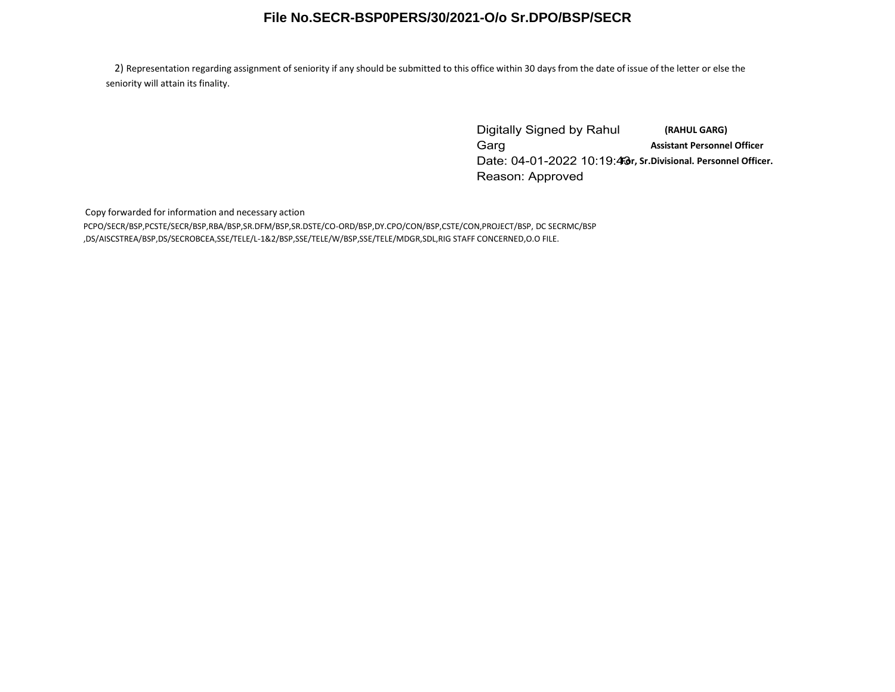**File No.SECR-BSP0PERS/30/2021-O/o Sr.DPO/BSP/SECR**

2) Representation regarding assignment of seniority if any should be submitted to this office within 30 days from the date of issue of the letter or else the seniority will attain its finality.

Digitally Signed by Rahul Garg
Date: 04-01-2022 10:19:43
Reason: Approved

**(RAHUL GARG)**
**Assistant Personnel Officer**
**For, Sr.Divisional. Personnel Officer.**

Copy forwarded for information and necessary action
PCPO/SECR/BSP,PCSTE/SECR/BSP,RBA/BSP,SR.DFM/BSP,SR.DSTE/CO-ORD/BSP,DY.CPO/CON/BSP,CSTE/CON,PROJECT/BSP, DC SECRMC/BSP ,DS/AISCSTREA/BSP,DS/SECROBCEA,SSE/TELE/L-1&2/BSP,SSE/TELE/W/BSP,SSE/TELE/MDGR,SDL,RIG STAFF CONCERNED,O.O FILE.